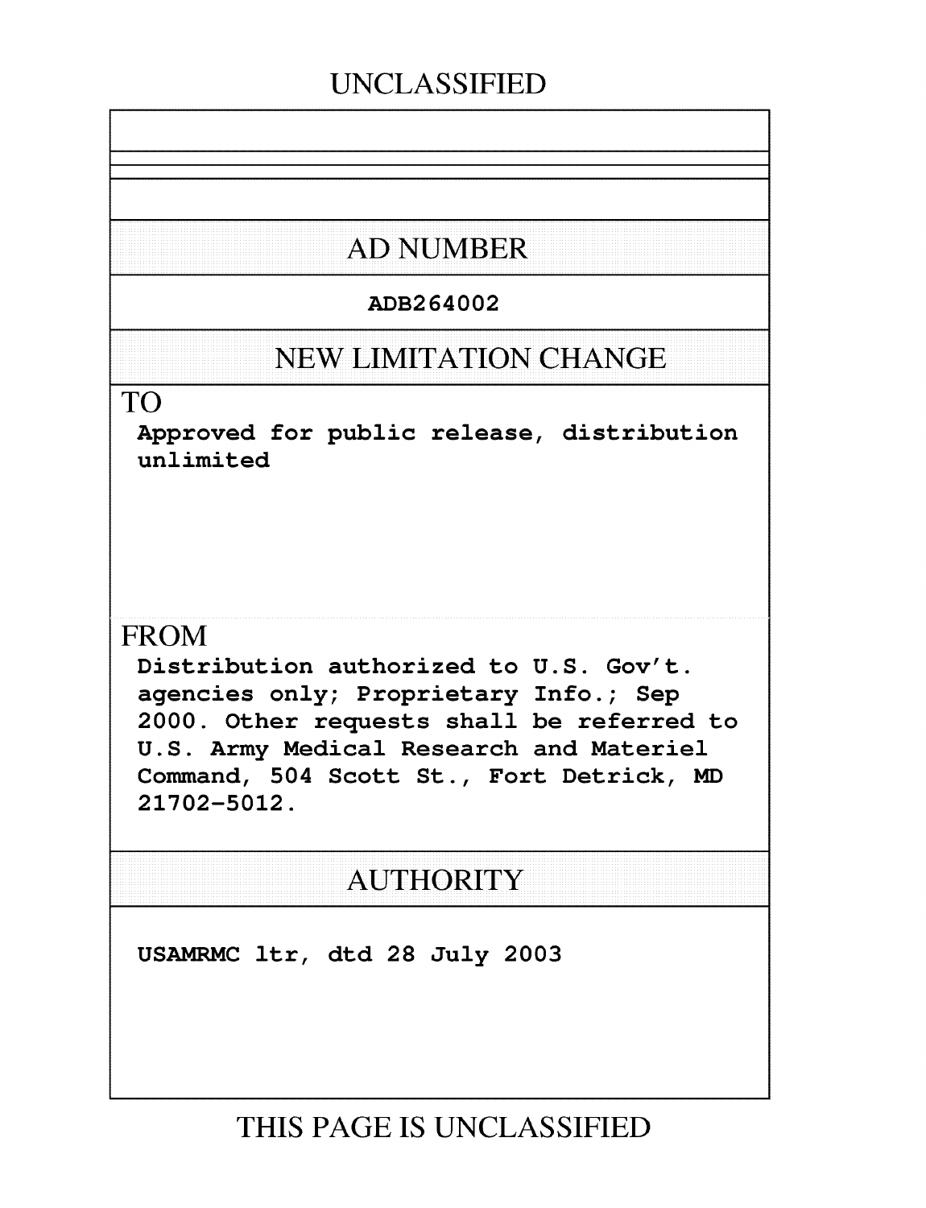UNCLASSIFIED

## AD NUMBER

**ADB264002**

## NEW LIMITATION CHANGE

TO

**Approved for public release, distribution unlimited**

FROM

**Distribution authorized to U.S. Gov't. agencies only; Proprietary Info.; Sep 2000. Other requests shall be referred to U.S. Army Medical Research and Materiel Command, 504 Scott St., Fort Detrick, MD 21702-5012.**

## AUTHORITY

**USAMRMC ltr, dtd 28 July 2003**

THIS PAGE IS UNCLASSIFIED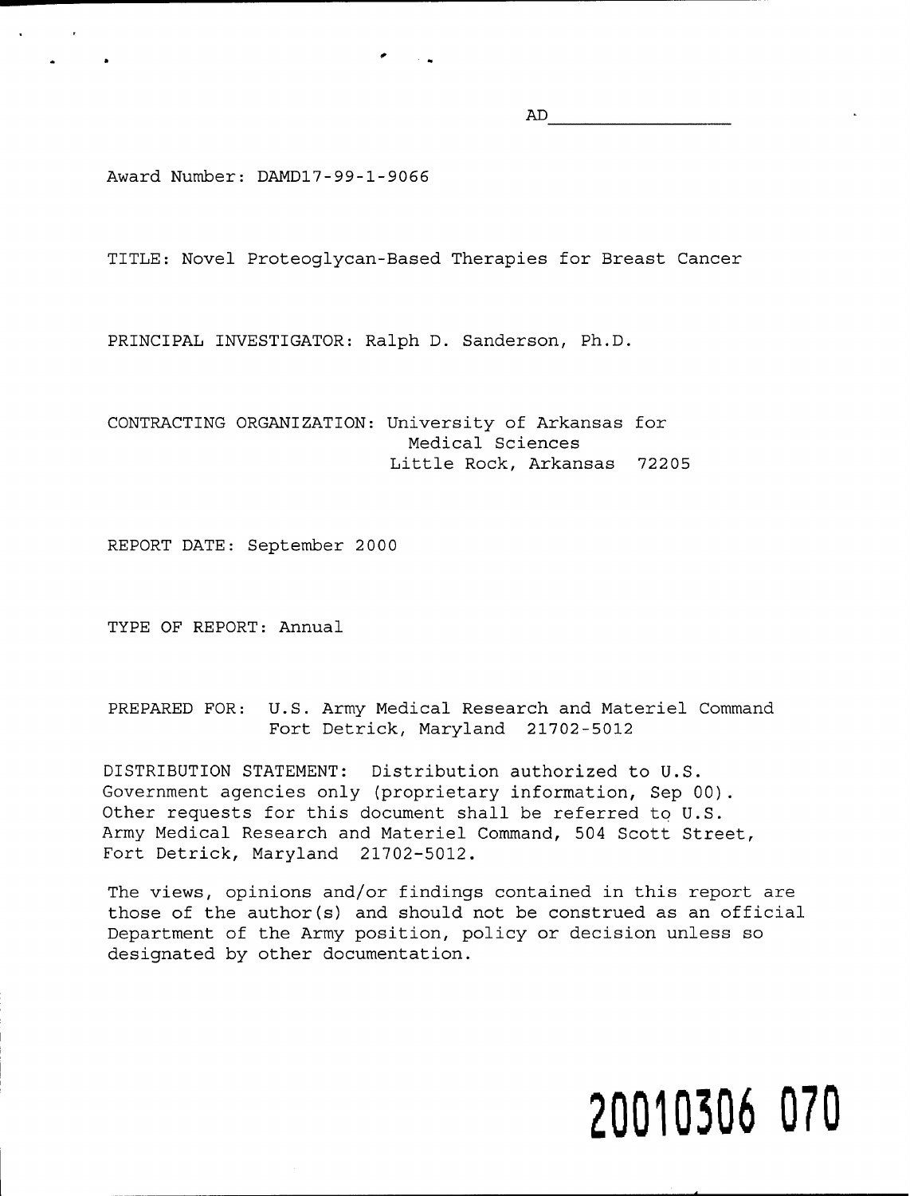AD_______________

Award Number: DAMD17-99-1-9066

TITLE: Novel Proteoglycan-Based Therapies for Breast Cancer

PRINCIPAL INVESTIGATOR: Ralph D. Sanderson, Ph.D.

CONTRACTING ORGANIZATION: University of Arkansas for Medical Sciences
Little Rock, Arkansas 72205

REPORT DATE: September 2000

TYPE OF REPORT: Annual

PREPARED FOR: U.S. Army Medical Research and Materiel Command
Fort Detrick, Maryland 21702-5012

DISTRIBUTION STATEMENT: Distribution authorized to U.S. Government agencies only (proprietary information, Sep 00). Other requests for this document shall be referred to U.S. Army Medical Research and Materiel Command, 504 Scott Street, Fort Detrick, Maryland 21702-5012.

The views, opinions and/or findings contained in this report are those of the author(s) and should not be construed as an official Department of the Army position, policy or decision unless so designated by other documentation.

**20010306 070**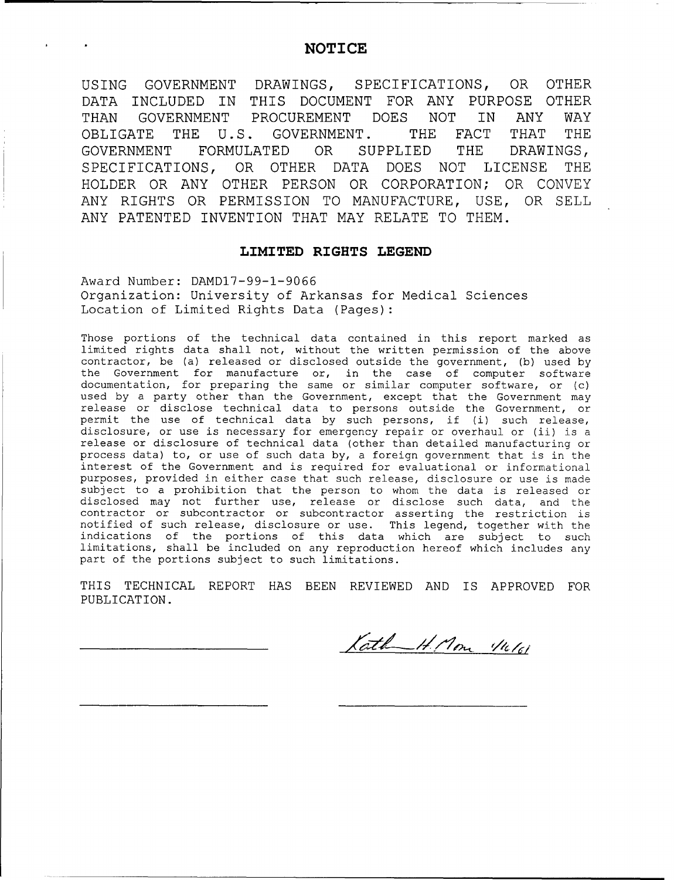# NOTICE

USING GOVERNMENT DRAWINGS, SPECIFICATIONS, OR OTHER DATA INCLUDED IN THIS DOCUMENT FOR ANY PURPOSE OTHER THAN GOVERNMENT PROCUREMENT DOES NOT IN ANY WAY OBLIGATE THE U.S. GOVERNMENT. THE FACT THAT THE GOVERNMENT FORMULATED OR SUPPLIED THE DRAWINGS, SPECIFICATIONS, OR OTHER DATA DOES NOT LICENSE THE HOLDER OR ANY OTHER PERSON OR CORPORATION; OR CONVEY ANY RIGHTS OR PERMISSION TO MANUFACTURE, USE, OR SELL ANY PATENTED INVENTION THAT MAY RELATE TO THEM.

## LIMITED RIGHTS LEGEND

Award Number: DAMD17-99-1-9066
Organization: University of Arkansas for Medical Sciences
Location of Limited Rights Data (Pages):

Those portions of the technical data contained in this report marked as limited rights data shall not, without the written permission of the above contractor, be (a) released or disclosed outside the government, (b) used by the Government for manufacture or, in the case of computer software documentation, for preparing the same or similar computer software, or (c) used by a party other than the Government, except that the Government may release or disclose technical data to persons outside the Government, or permit the use of technical data by such persons, if (i) such release, disclosure, or use is necessary for emergency repair or overhaul or (ii) is a release or disclosure of technical data (other than detailed manufacturing or process data) to, or use of such data by, a foreign government that is in the interest of the Government and is required for evaluational or informational purposes, provided in either case that such release, disclosure or use is made subject to a prohibition that the person to whom the data is released or disclosed may not further use, release or disclose such data, and the contractor or subcontractor or subcontractor asserting the restriction is notified of such release, disclosure or use. This legend, together with the indications of the portions of this data which are subject to such limitations, shall be included on any reproduction hereof which includes any part of the portions subject to such limitations.

THIS TECHNICAL REPORT HAS BEEN REVIEWED AND IS APPROVED FOR PUBLICATION.

Kath H Mon 1/16/01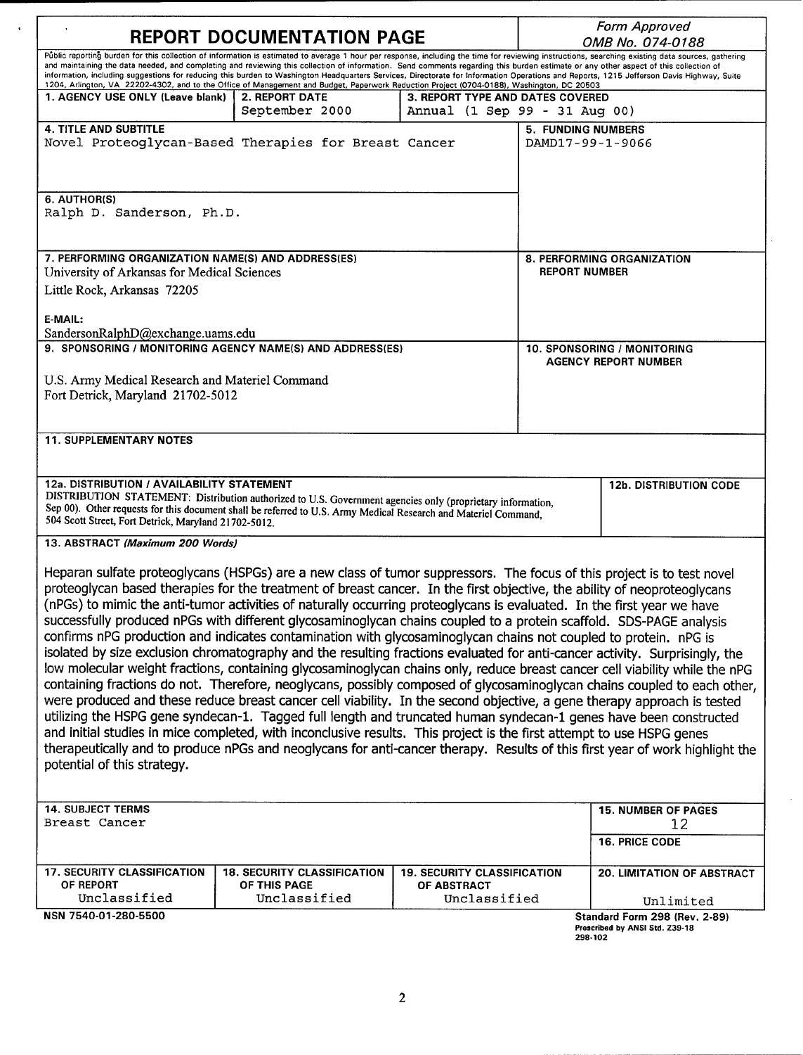# REPORT DOCUMENTATION PAGE

*Form Approved*
*OMB No. 074-0188*

Public reporting burden for this collection of information is estimated to average 1 hour per response, including the time for reviewing instructions, searching existing data sources, gathering and maintaining the data needed, and completing and reviewing this collection of information. Send comments regarding this burden estimate or any other aspect of this collection of information, including suggestions for reducing this burden to Washington Headquarters Services, Directorate for Information Operations and Reports, 1215 Jefferson Davis Highway, Suite 1204, Arlington, VA 22202-4302, and to the Office of Management and Budget, Paperwork Reduction Project (0704-0188), Washington, DC 20503

| 1. AGENCY USE ONLY (Leave blank) | 2. REPORT DATE | 3. REPORT TYPE AND DATES COVERED |
|---|---|---|
| | September 2000 | Annual (1 Sep 99 - 31 Aug 00) |

**4. TITLE AND SUBTITLE**
Novel Proteoglycan-Based Therapies for Breast Cancer

**5. FUNDING NUMBERS**
DAMD17-99-1-9066

**6. AUTHOR(S)**
Ralph D. Sanderson, Ph.D.

**7. PERFORMING ORGANIZATION NAME(S) AND ADDRESS(ES)**
University of Arkansas for Medical Sciences
Little Rock, Arkansas 72205

**E-MAIL:**
SandersonRalphD@exchange.uams.edu

**8. PERFORMING ORGANIZATION REPORT NUMBER**

**9. SPONSORING / MONITORING AGENCY NAME(S) AND ADDRESS(ES)**

U.S. Army Medical Research and Materiel Command
Fort Detrick, Maryland 21702-5012

**10. SPONSORING / MONITORING AGENCY REPORT NUMBER**

**11. SUPPLEMENTARY NOTES**

**12a. DISTRIBUTION / AVAILABILITY STATEMENT**
DISTRIBUTION STATEMENT: Distribution authorized to U.S. Government agencies only (proprietary information, Sep 00). Other requests for this document shall be referred to U.S. Army Medical Research and Materiel Command, 504 Scott Street, Fort Detrick, Maryland 21702-5012.

**12b. DISTRIBUTION CODE**

**13. ABSTRACT *(Maximum 200 Words)***

Heparan sulfate proteoglycans (HSPGs) are a new class of tumor suppressors. The focus of this project is to test novel proteoglycan based therapies for the treatment of breast cancer. In the first objective, the ability of neoproteoglycans (nPGs) to mimic the anti-tumor activities of naturally occurring proteoglycans is evaluated. In the first year we have successfully produced nPGs with different glycosaminoglycan chains coupled to a protein scaffold. SDS-PAGE analysis confirms nPG production and indicates contamination with glycosaminoglycan chains not coupled to protein. nPG is isolated by size exclusion chromatography and the resulting fractions evaluated for anti-cancer activity. Surprisingly, the low molecular weight fractions, containing glycosaminoglycan chains only, reduce breast cancer cell viability while the nPG containing fractions do not. Therefore, neoglycans, possibly composed of glycosaminoglycan chains coupled to each other, were produced and these reduce breast cancer cell viability. In the second objective, a gene therapy approach is tested utilizing the HSPG gene syndecan-1. Tagged full length and truncated human syndecan-1 genes have been constructed and initial studies in mice completed, with inconclusive results. This project is the first attempt to use HSPG genes therapeutically and to produce nPGs and neoglycans for anti-cancer therapy. Results of this first year of work highlight the potential of this strategy.

| 14. SUBJECT TERMS | 15. NUMBER OF PAGES |
|---|---|
| Breast Cancer | 12 |
| | 16. PRICE CODE |

| 17. SECURITY CLASSIFICATION OF REPORT | 18. SECURITY CLASSIFICATION OF THIS PAGE | 19. SECURITY CLASSIFICATION OF ABSTRACT | 20. LIMITATION OF ABSTRACT |
|---|---|---|---|
| Unclassified | Unclassified | Unclassified | Unlimited |

NSN 7540-01-280-5500

Standard Form 298 (Rev. 2-89)
Prescribed by ANSI Std. Z39-18
298-102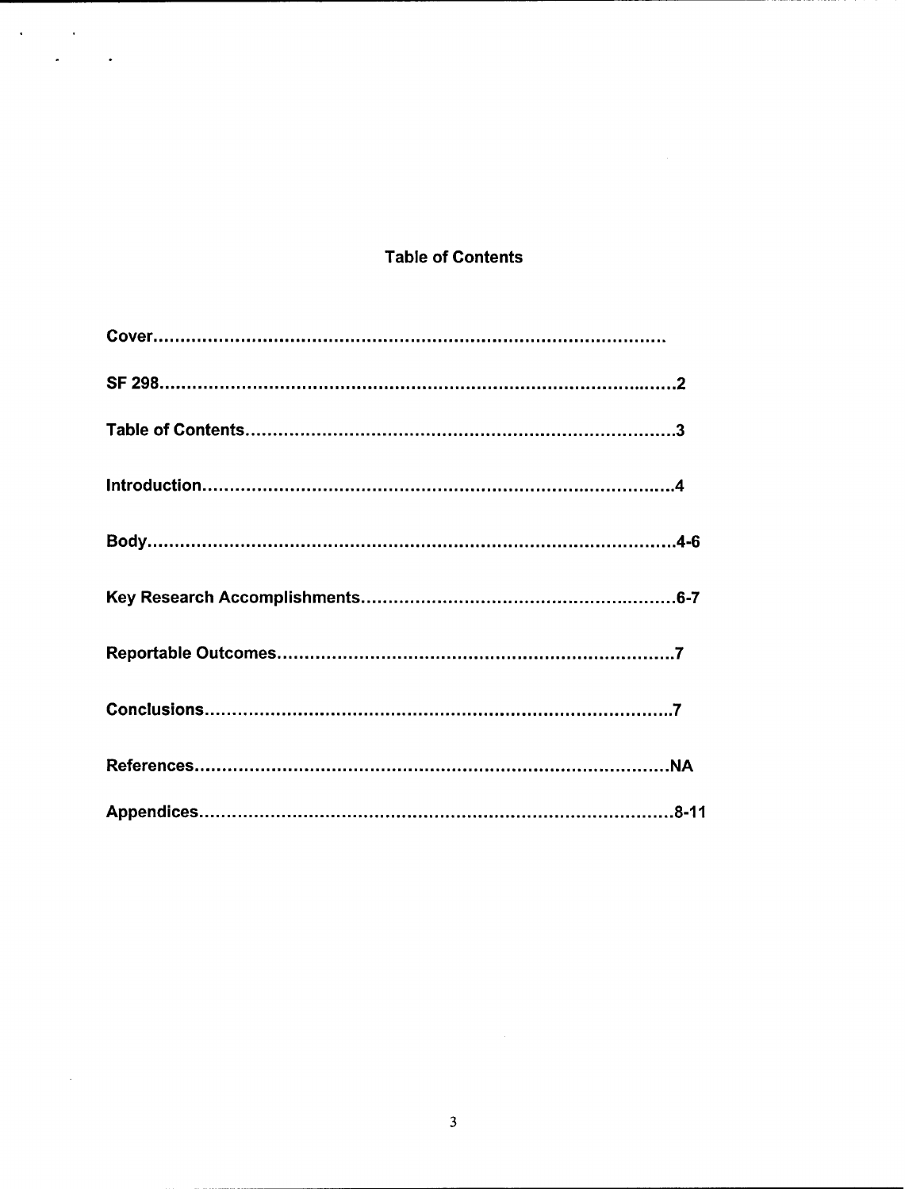## Table of Contents

**Cover**..................................................................................................

**SF 298**..................................................................................................2

**Table of Contents**..................................................................................3

**Introduction**..........................................................................................4

**Body**.....................................................................................................4-6

**Key Research Accomplishments**..........................................................6-7

**Reportable Outcomes**..........................................................................7

**Conclusions**..........................................................................................7

**References**...........................................................................................NA

**Appendices**..........................................................................................8-11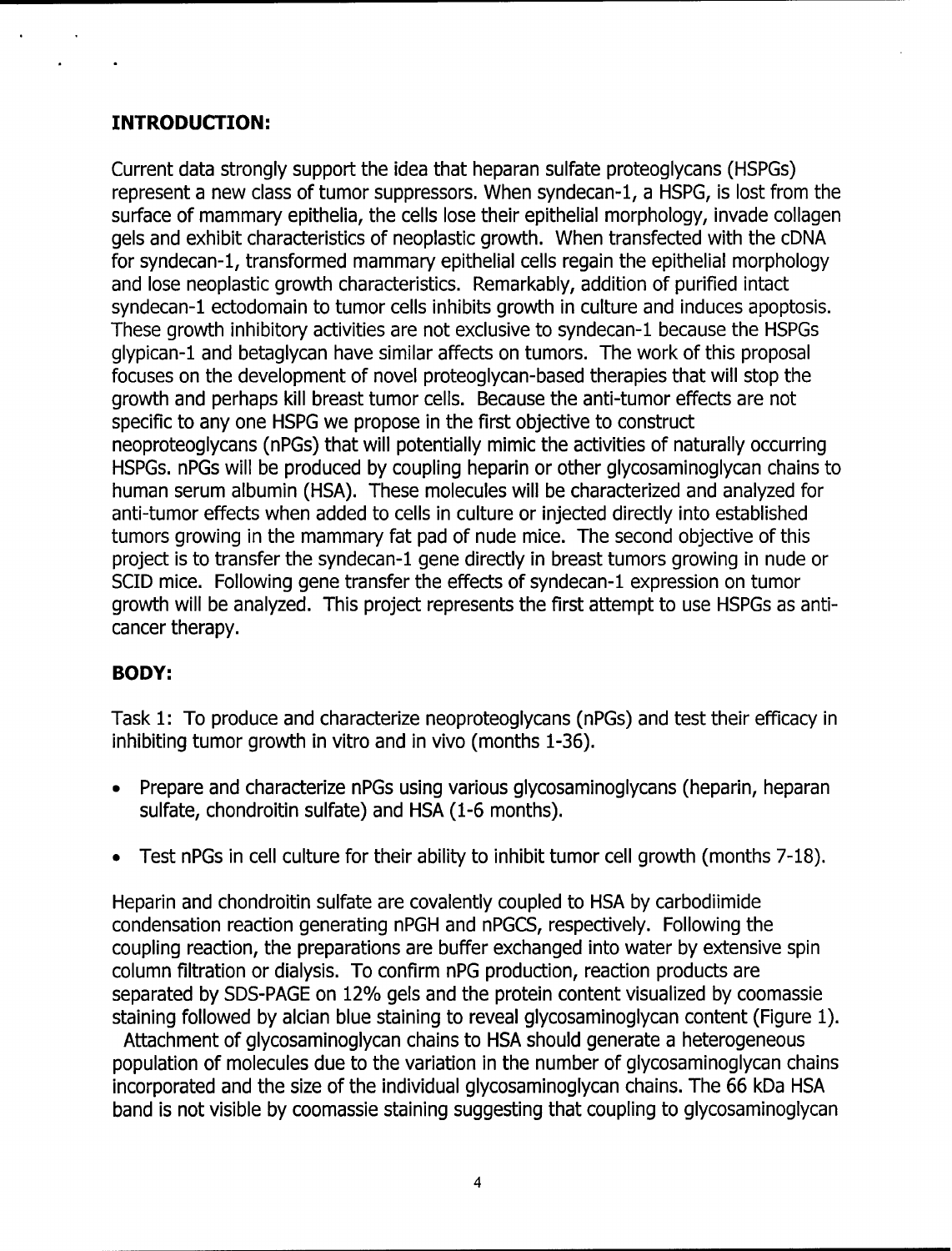## INTRODUCTION:

Current data strongly support the idea that heparan sulfate proteoglycans (HSPGs) represent a new class of tumor suppressors. When syndecan-1, a HSPG, is lost from the surface of mammary epithelia, the cells lose their epithelial morphology, invade collagen gels and exhibit characteristics of neoplastic growth. When transfected with the cDNA for syndecan-1, transformed mammary epithelial cells regain the epithelial morphology and lose neoplastic growth characteristics. Remarkably, addition of purified intact syndecan-1 ectodomain to tumor cells inhibits growth in culture and induces apoptosis. These growth inhibitory activities are not exclusive to syndecan-1 because the HSPGs glypican-1 and betaglycan have similar affects on tumors. The work of this proposal focuses on the development of novel proteoglycan-based therapies that will stop the growth and perhaps kill breast tumor cells. Because the anti-tumor effects are not specific to any one HSPG we propose in the first objective to construct neoproteoglycans (nPGs) that will potentially mimic the activities of naturally occurring HSPGs. nPGs will be produced by coupling heparin or other glycosaminoglycan chains to human serum albumin (HSA). These molecules will be characterized and analyzed for anti-tumor effects when added to cells in culture or injected directly into established tumors growing in the mammary fat pad of nude mice. The second objective of this project is to transfer the syndecan-1 gene directly in breast tumors growing in nude or SCID mice. Following gene transfer the effects of syndecan-1 expression on tumor growth will be analyzed. This project represents the first attempt to use HSPGs as anti-cancer therapy.

## BODY:

Task 1: To produce and characterize neoproteoglycans (nPGs) and test their efficacy in inhibiting tumor growth in vitro and in vivo (months 1-36).

- Prepare and characterize nPGs using various glycosaminoglycans (heparin, heparan sulfate, chondroitin sulfate) and HSA (1-6 months).
- Test nPGs in cell culture for their ability to inhibit tumor cell growth (months 7-18).

Heparin and chondroitin sulfate are covalently coupled to HSA by carbodiimide condensation reaction generating nPGH and nPGCS, respectively. Following the coupling reaction, the preparations are buffer exchanged into water by extensive spin column filtration or dialysis. To confirm nPG production, reaction products are separated by SDS-PAGE on 12% gels and the protein content visualized by coomassie staining followed by alcian blue staining to reveal glycosaminoglycan content (Figure 1).

Attachment of glycosaminoglycan chains to HSA should generate a heterogeneous population of molecules due to the variation in the number of glycosaminoglycan chains incorporated and the size of the individual glycosaminoglycan chains. The 66 kDa HSA band is not visible by coomassie staining suggesting that coupling to glycosaminoglycan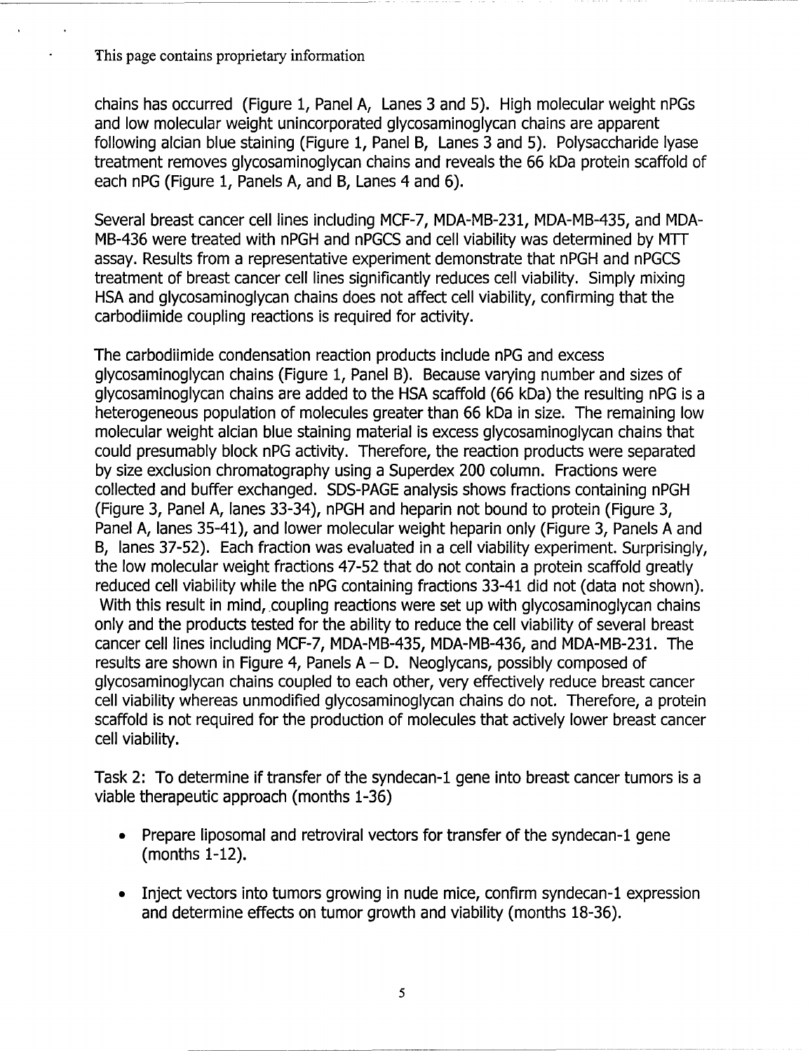This page contains proprietary information

chains has occurred (Figure 1, Panel A, Lanes 3 and 5). High molecular weight nPGs and low molecular weight unincorporated glycosaminoglycan chains are apparent following alcian blue staining (Figure 1, Panel B, Lanes 3 and 5). Polysaccharide lyase treatment removes glycosaminoglycan chains and reveals the 66 kDa protein scaffold of each nPG (Figure 1, Panels A, and B, Lanes 4 and 6).

Several breast cancer cell lines including MCF-7, MDA-MB-231, MDA-MB-435, and MDA-MB-436 were treated with nPGH and nPGCS and cell viability was determined by MTT assay. Results from a representative experiment demonstrate that nPGH and nPGCS treatment of breast cancer cell lines significantly reduces cell viability. Simply mixing HSA and glycosaminoglycan chains does not affect cell viability, confirming that the carbodiimide coupling reactions is required for activity.

The carbodiimide condensation reaction products include nPG and excess glycosaminoglycan chains (Figure 1, Panel B). Because varying number and sizes of glycosaminoglycan chains are added to the HSA scaffold (66 kDa) the resulting nPG is a heterogeneous population of molecules greater than 66 kDa in size. The remaining low molecular weight alcian blue staining material is excess glycosaminoglycan chains that could presumably block nPG activity. Therefore, the reaction products were separated by size exclusion chromatography using a Superdex 200 column. Fractions were collected and buffer exchanged. SDS-PAGE analysis shows fractions containing nPGH (Figure 3, Panel A, lanes 33-34), nPGH and heparin not bound to protein (Figure 3, Panel A, lanes 35-41), and lower molecular weight heparin only (Figure 3, Panels A and B, lanes 37-52). Each fraction was evaluated in a cell viability experiment. Surprisingly, the low molecular weight fractions 47-52 that do not contain a protein scaffold greatly reduced cell viability while the nPG containing fractions 33-41 did not (data not shown). With this result in mind, coupling reactions were set up with glycosaminoglycan chains only and the products tested for the ability to reduce the cell viability of several breast cancer cell lines including MCF-7, MDA-MB-435, MDA-MB-436, and MDA-MB-231. The results are shown in Figure 4, Panels A – D. Neoglycans, possibly composed of glycosaminoglycan chains coupled to each other, very effectively reduce breast cancer cell viability whereas unmodified glycosaminoglycan chains do not. Therefore, a protein scaffold is not required for the production of molecules that actively lower breast cancer cell viability.

Task 2: To determine if transfer of the syndecan-1 gene into breast cancer tumors is a viable therapeutic approach (months 1-36)

- Prepare liposomal and retroviral vectors for transfer of the syndecan-1 gene (months 1-12).

- Inject vectors into tumors growing in nude mice, confirm syndecan-1 expression and determine effects on tumor growth and viability (months 18-36).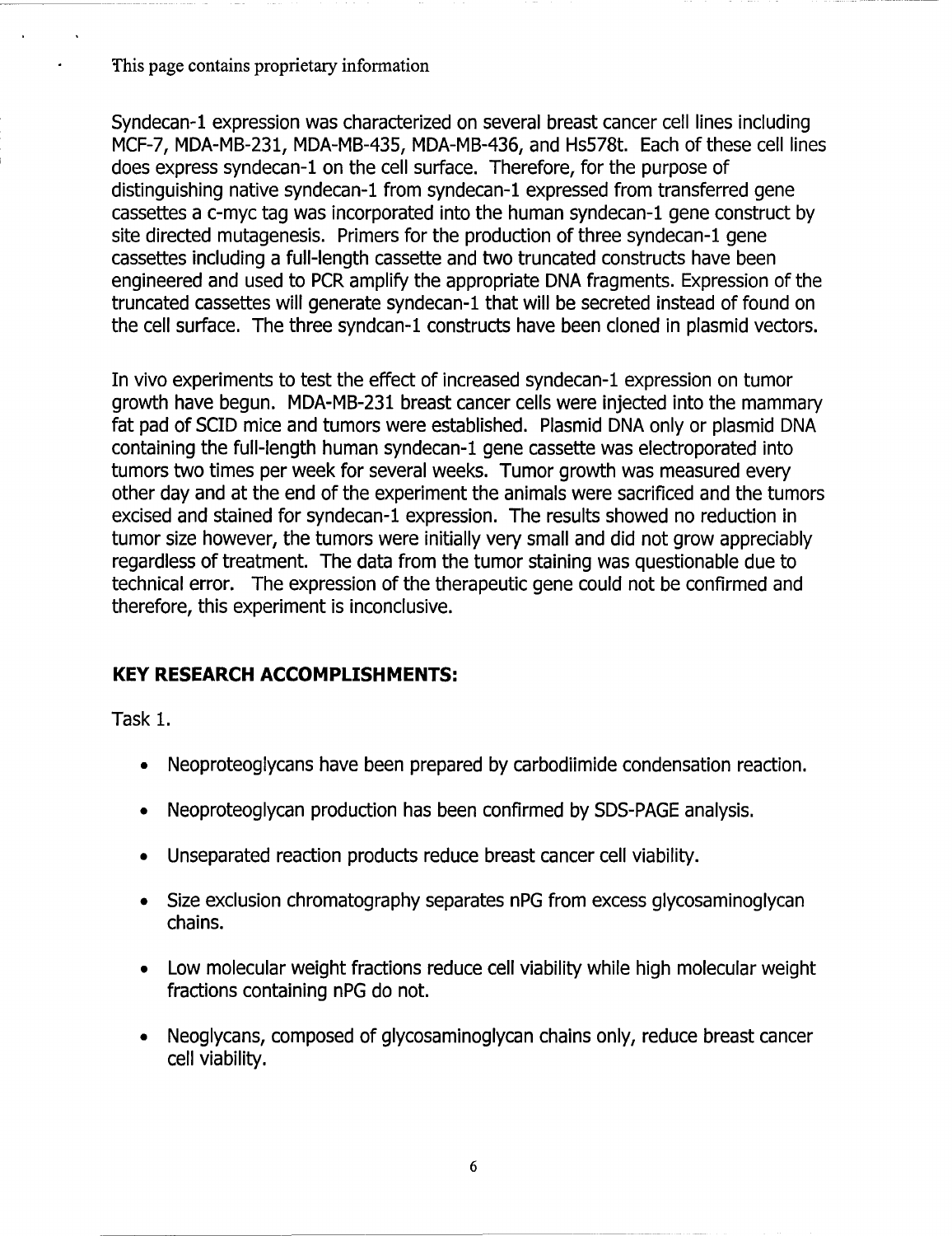This page contains proprietary information

Syndecan-1 expression was characterized on several breast cancer cell lines including MCF-7, MDA-MB-231, MDA-MB-435, MDA-MB-436, and Hs578t. Each of these cell lines does express syndecan-1 on the cell surface. Therefore, for the purpose of distinguishing native syndecan-1 from syndecan-1 expressed from transferred gene cassettes a c-myc tag was incorporated into the human syndecan-1 gene construct by site directed mutagenesis. Primers for the production of three syndecan-1 gene cassettes including a full-length cassette and two truncated constructs have been engineered and used to PCR amplify the appropriate DNA fragments. Expression of the truncated cassettes will generate syndecan-1 that will be secreted instead of found on the cell surface. The three syndcan-1 constructs have been cloned in plasmid vectors.

In vivo experiments to test the effect of increased syndecan-1 expression on tumor growth have begun. MDA-MB-231 breast cancer cells were injected into the mammary fat pad of SCID mice and tumors were established. Plasmid DNA only or plasmid DNA containing the full-length human syndecan-1 gene cassette was electroporated into tumors two times per week for several weeks. Tumor growth was measured every other day and at the end of the experiment the animals were sacrificed and the tumors excised and stained for syndecan-1 expression. The results showed no reduction in tumor size however, the tumors were initially very small and did not grow appreciably regardless of treatment. The data from the tumor staining was questionable due to technical error. The expression of the therapeutic gene could not be confirmed and therefore, this experiment is inconclusive.

## KEY RESEARCH ACCOMPLISHMENTS:

Task 1.

- Neoproteoglycans have been prepared by carbodiimide condensation reaction.
- Neoproteoglycan production has been confirmed by SDS-PAGE analysis.
- Unseparated reaction products reduce breast cancer cell viability.
- Size exclusion chromatography separates nPG from excess glycosaminoglycan chains.
- Low molecular weight fractions reduce cell viability while high molecular weight fractions containing nPG do not.
- Neoglycans, composed of glycosaminoglycan chains only, reduce breast cancer cell viability.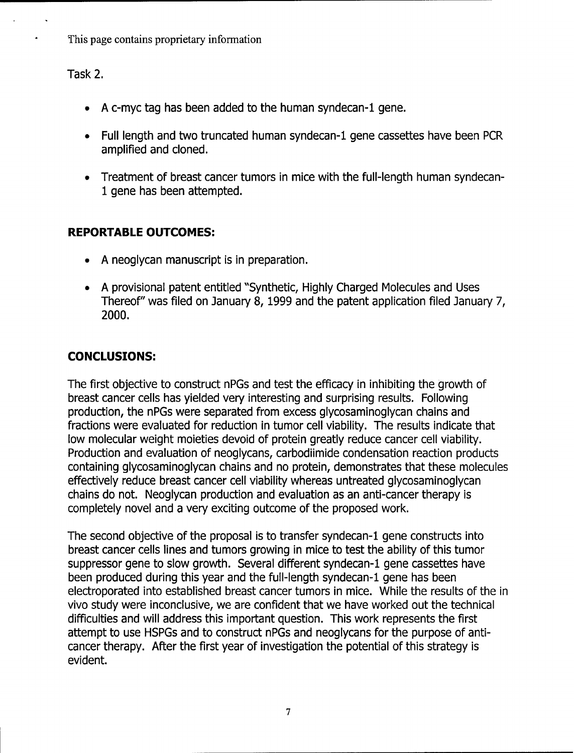This page contains proprietary information

Task 2.

- A c-myc tag has been added to the human syndecan-1 gene.
- Full length and two truncated human syndecan-1 gene cassettes have been PCR amplified and cloned.
- Treatment of breast cancer tumors in mice with the full-length human syndecan-1 gene has been attempted.

## REPORTABLE OUTCOMES:

- A neoglycan manuscript is in preparation.
- A provisional patent entitled "Synthetic, Highly Charged Molecules and Uses Thereof" was filed on January 8, 1999 and the patent application filed January 7, 2000.

## CONCLUSIONS:

The first objective to construct nPGs and test the efficacy in inhibiting the growth of breast cancer cells has yielded very interesting and surprising results. Following production, the nPGs were separated from excess glycosaminoglycan chains and fractions were evaluated for reduction in tumor cell viability. The results indicate that low molecular weight moieties devoid of protein greatly reduce cancer cell viability. Production and evaluation of neoglycans, carbodiimide condensation reaction products containing glycosaminoglycan chains and no protein, demonstrates that these molecules effectively reduce breast cancer cell viability whereas untreated glycosaminoglycan chains do not. Neoglycan production and evaluation as an anti-cancer therapy is completely novel and a very exciting outcome of the proposed work.

The second objective of the proposal is to transfer syndecan-1 gene constructs into breast cancer cells lines and tumors growing in mice to test the ability of this tumor suppressor gene to slow growth. Several different syndecan-1 gene cassettes have been produced during this year and the full-length syndecan-1 gene has been electroporated into established breast cancer tumors in mice. While the results of the in vivo study were inconclusive, we are confident that we have worked out the technical difficulties and will address this important question. This work represents the first attempt to use HSPGs and to construct nPGs and neoglycans for the purpose of anti-cancer therapy. After the first year of investigation the potential of this strategy is evident.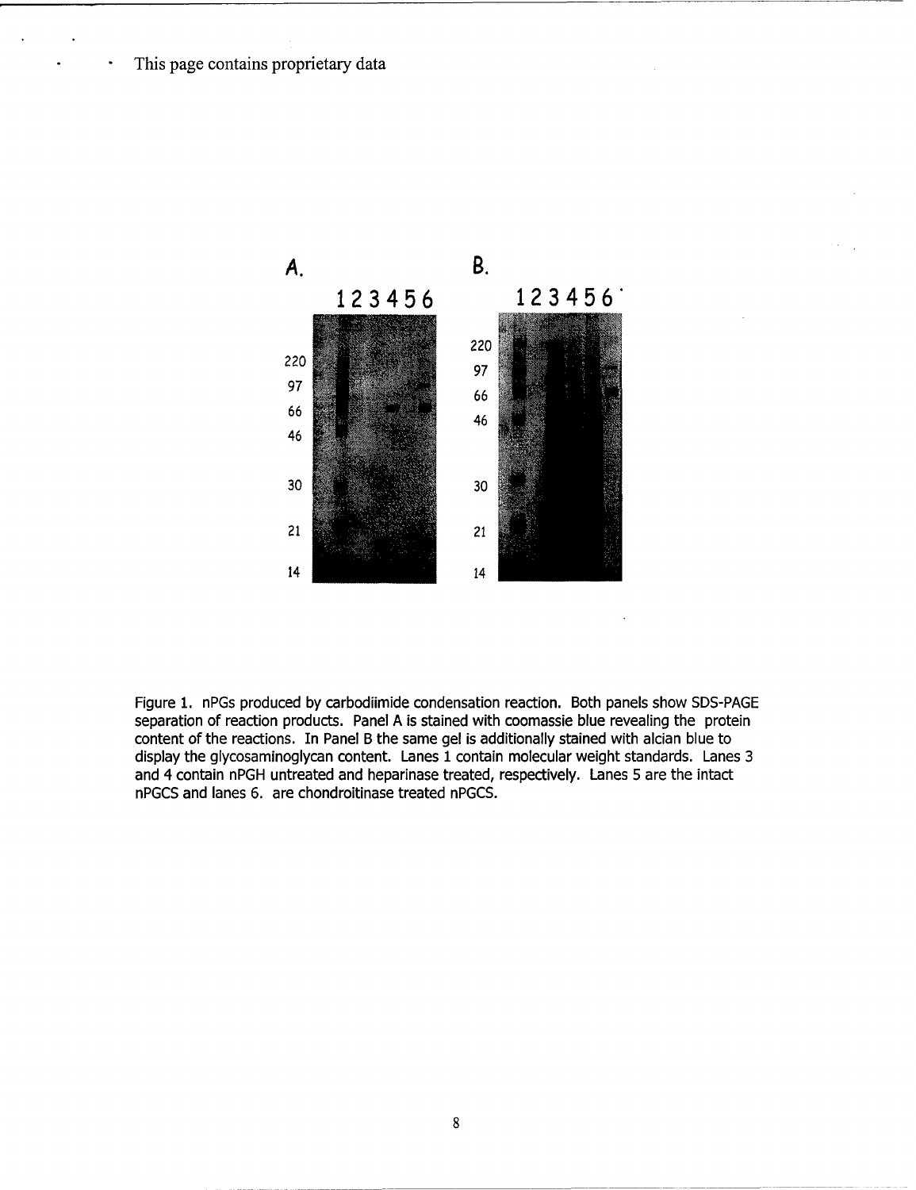This page contains proprietary data

A. 123456

220
97
66
46
30
21
14

B. 123456

220
97
66
46
30
21
14

Figure 1. nPGs produced by carbodiimide condensation reaction. Both panels show SDS-PAGE separation of reaction products. Panel A is stained with coomassie blue revealing the protein content of the reactions. In Panel B the same gel is additionally stained with alcian blue to display the glycosaminoglycan content. Lanes 1 contain molecular weight standards. Lanes 3 and 4 contain nPGH untreated and heparinase treated, respectively. Lanes 5 are the intact nPGCS and lanes 6. are chondroitinase treated nPGCS.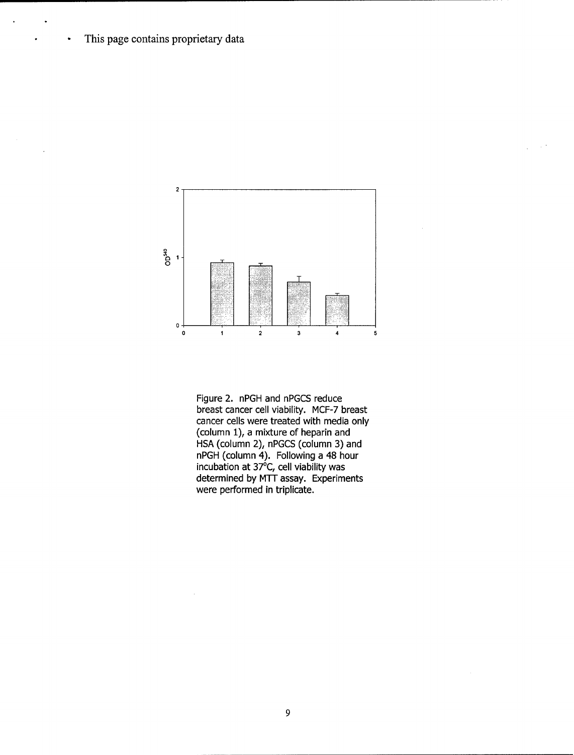- This page contains proprietary data

Figure 2. nPGH and nPGCS reduce breast cancer cell viability. MCF-7 breast cancer cells were treated with media only (column 1), a mixture of heparin and HSA (column 2), nPGCS (column 3) and nPGH (column 4). Following a 48 hour incubation at 37°C, cell viability was determined by MTT assay. Experiments were performed in triplicate.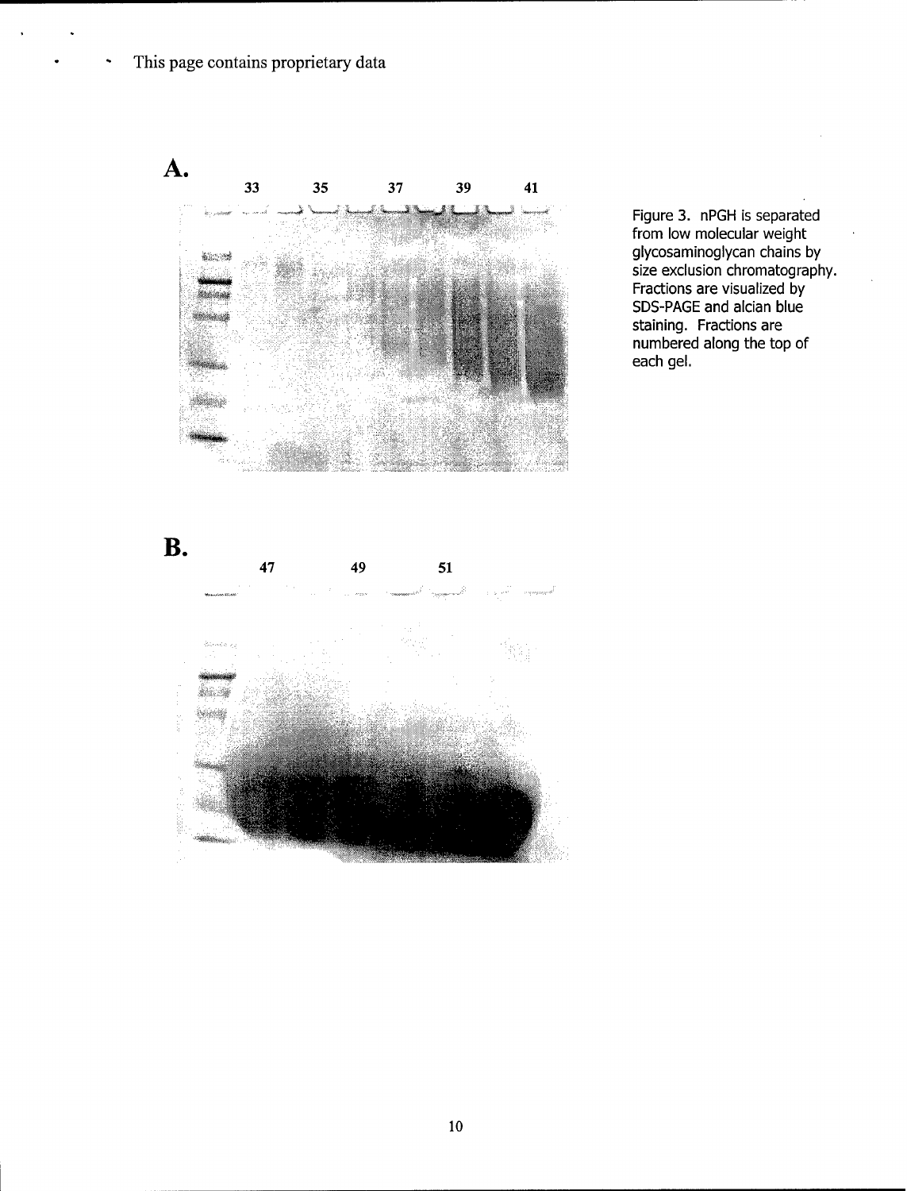This page contains proprietary data

**A.**

33 35 37 39 41

**B.**

47 49 51

Figure 3. nPGH is separated from low molecular weight glycosaminoglycan chains by size exclusion chromatography. Fractions are visualized by SDS-PAGE and alcian blue staining. Fractions are numbered along the top of each gel.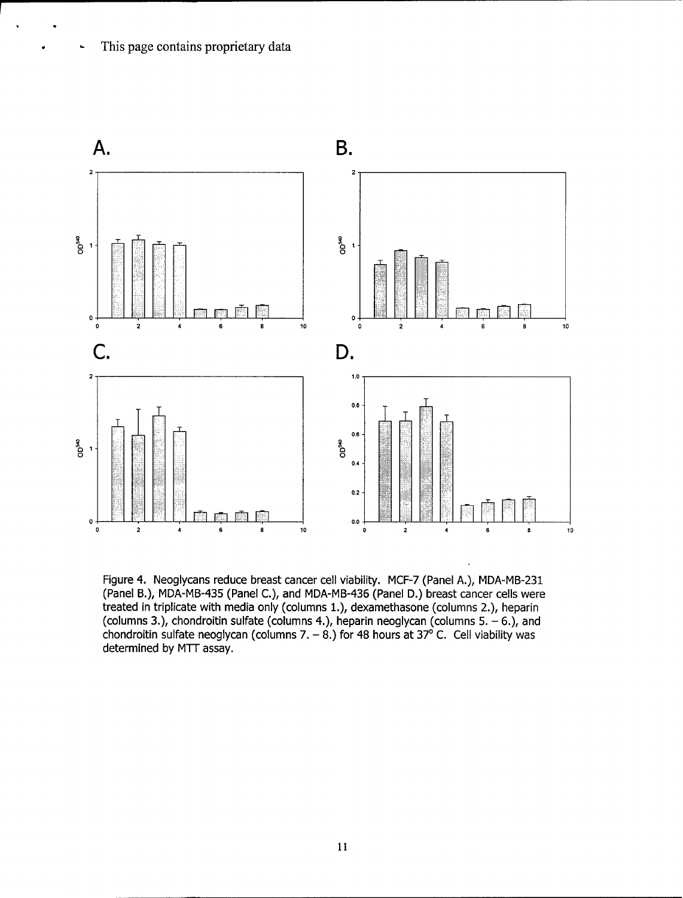This page contains proprietary data

Figure 4. Neoglycans reduce breast cancer cell viability. MCF-7 (Panel A.), MDA-MB-231 (Panel B.), MDA-MB-435 (Panel C.), and MDA-MB-436 (Panel D.) breast cancer cells were treated in triplicate with media only (columns 1.), dexamethasone (columns 2.), heparin (columns 3.), chondroitin sulfate (columns 4.), heparin neoglycan (columns 5. – 6.), and chondroitin sulfate neoglycan (columns 7. – 8.) for 48 hours at 37° C. Cell viability was determined by MTT assay.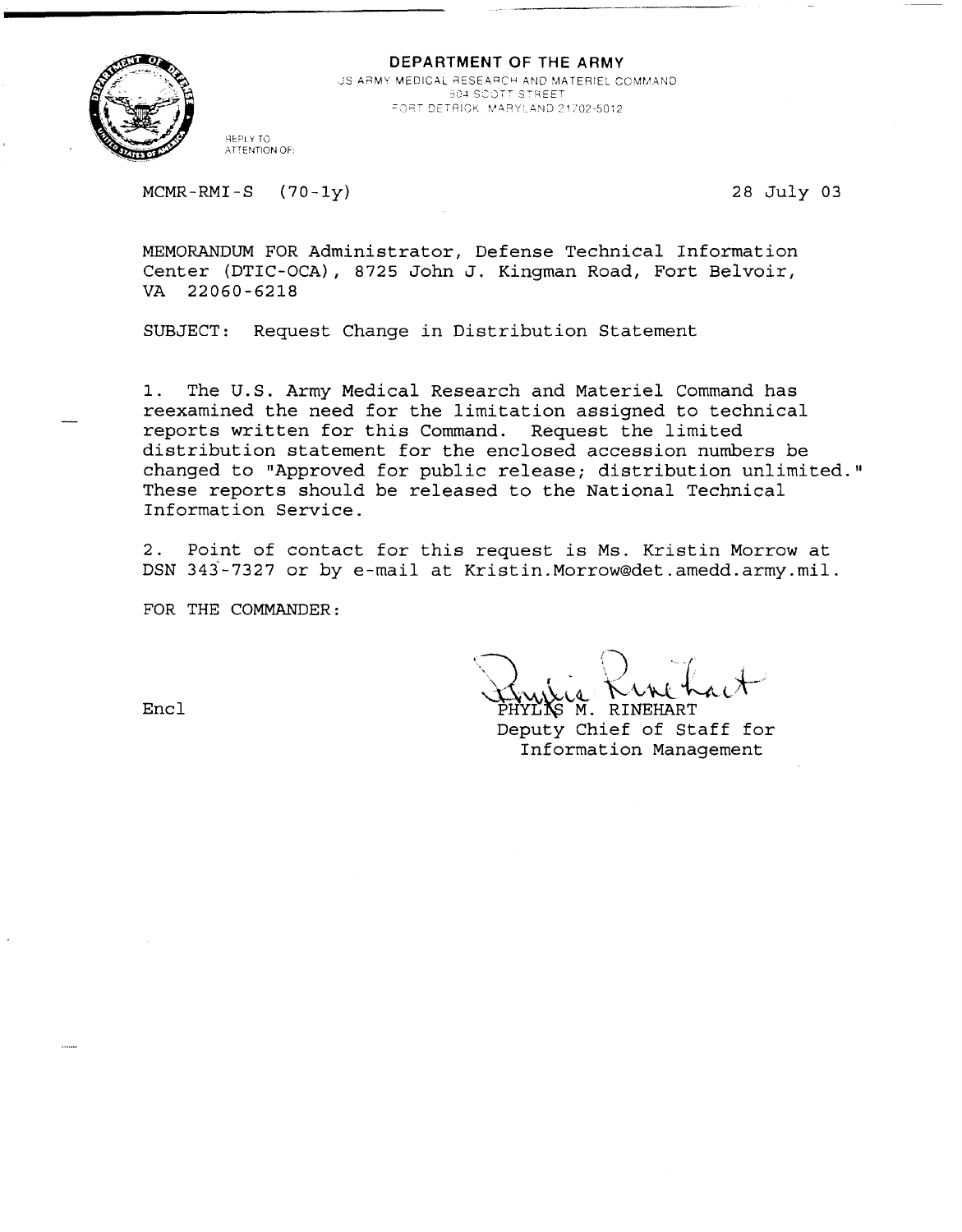**DEPARTMENT OF THE ARMY**
US ARMY MEDICAL RESEARCH AND MATERIEL COMMAND
504 SCOTT STREET
FORT DETRICK, MARYLAND 21702-5012

REPLY TO
ATTENTION OF:

MCMR-RMI-S (70-1y) 28 July 03

MEMORANDUM FOR Administrator, Defense Technical Information Center (DTIC-OCA), 8725 John J. Kingman Road, Fort Belvoir, VA 22060-6218

SUBJECT: Request Change in Distribution Statement

1. The U.S. Army Medical Research and Materiel Command has reexamined the need for the limitation assigned to technical reports written for this Command. Request the limited distribution statement for the enclosed accession numbers be changed to "Approved for public release; distribution unlimited." These reports should be released to the National Technical Information Service.

2. Point of contact for this request is Ms. Kristin Morrow at DSN 343-7327 or by e-mail at Kristin.Morrow@det.amedd.army.mil.

FOR THE COMMANDER:

Encl

PHYLIS M. RINEHART
Deputy Chief of Staff for
Information Management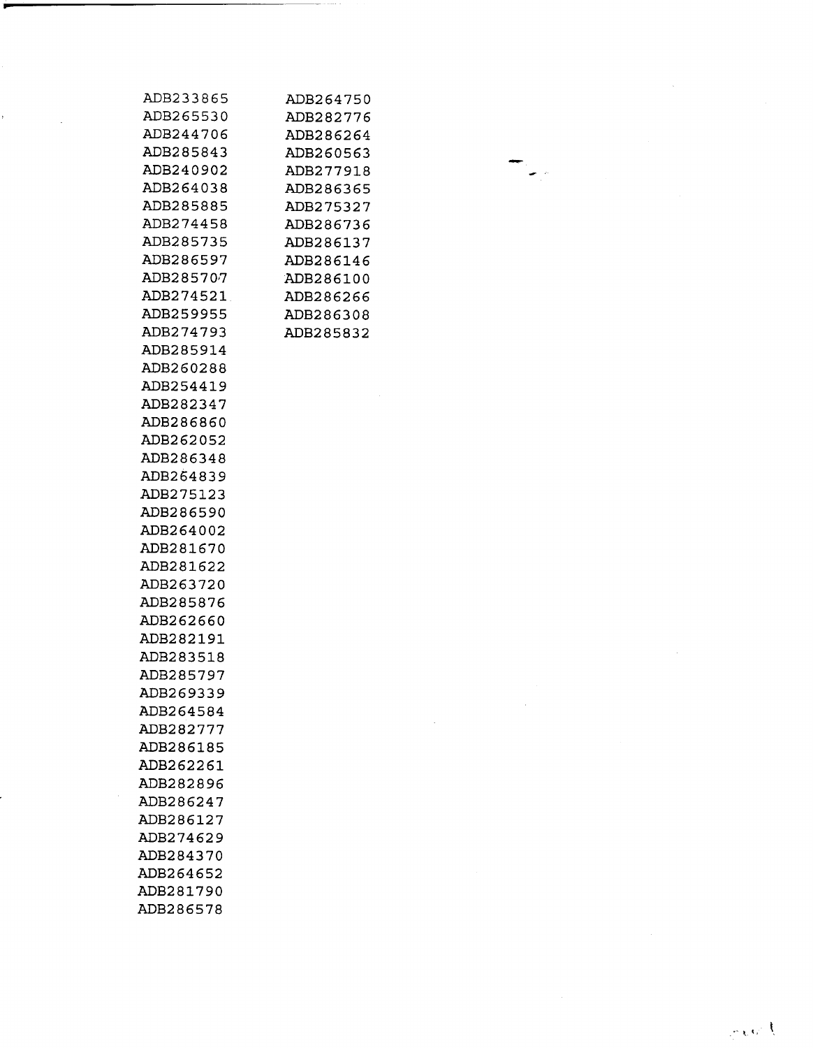ADB233865
ADB265530
ADB244706
ADB285843
ADB240902
ADB264038
ADB285885
ADB274458
ADB285735
ADB286597
ADB285707
ADB274521
ADB259955
ADB274793
ADB285914
ADB260288
ADB254419
ADB282347
ADB286860
ADB262052
ADB286348
ADB264839
ADB275123
ADB286590
ADB264002
ADB281670
ADB281622
ADB263720
ADB285876
ADB262660
ADB282191
ADB283518
ADB285797
ADB269339
ADB264584
ADB282777
ADB286185
ADB262261
ADB282896
ADB286247
ADB286127
ADB274629
ADB284370
ADB264652
ADB281790
ADB286578

ADB264750
ADB282776
ADB286264
ADB260563
ADB277918
ADB286365
ADB275327
ADB286736
ADB286137
ADB286146
ADB286100
ADB286266
ADB286308
ADB285832